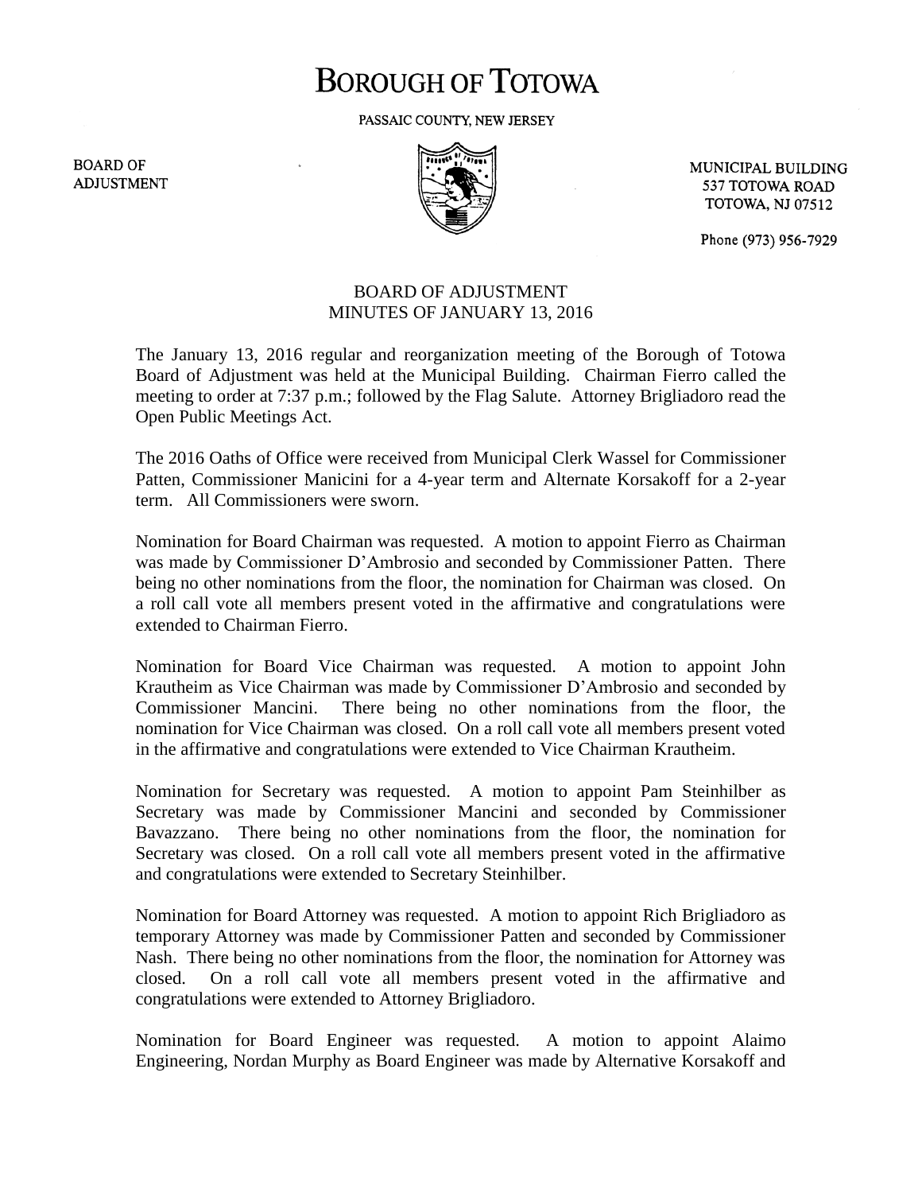# BOROUGH OF TOTOWA

PASSAIC COUNTY, NEW JERSEY

BOARD OF ADJUSTMENT

MUNICIPAL BUILDING
537 TOTOWA ROAD
TOTOWA, NJ 07512

Phone (973) 956-7929

## BOARD OF ADJUSTMENT
## MINUTES OF JANUARY 13, 2016

The January 13, 2016 regular and reorganization meeting of the Borough of Totowa Board of Adjustment was held at the Municipal Building. Chairman Fierro called the meeting to order at 7:37 p.m.; followed by the Flag Salute. Attorney Brigliadoro read the Open Public Meetings Act.

The 2016 Oaths of Office were received from Municipal Clerk Wassel for Commissioner Patten, Commissioner Manicini for a 4-year term and Alternate Korsakoff for a 2-year term. All Commissioners were sworn.

Nomination for Board Chairman was requested. A motion to appoint Fierro as Chairman was made by Commissioner D'Ambrosio and seconded by Commissioner Patten. There being no other nominations from the floor, the nomination for Chairman was closed. On a roll call vote all members present voted in the affirmative and congratulations were extended to Chairman Fierro.

Nomination for Board Vice Chairman was requested. A motion to appoint John Krautheim as Vice Chairman was made by Commissioner D'Ambrosio and seconded by Commissioner Mancini. There being no other nominations from the floor, the nomination for Vice Chairman was closed. On a roll call vote all members present voted in the affirmative and congratulations were extended to Vice Chairman Krautheim.

Nomination for Secretary was requested. A motion to appoint Pam Steinhilber as Secretary was made by Commissioner Mancini and seconded by Commissioner Bavazzano. There being no other nominations from the floor, the nomination for Secretary was closed. On a roll call vote all members present voted in the affirmative and congratulations were extended to Secretary Steinhilber.

Nomination for Board Attorney was requested. A motion to appoint Rich Brigliadoro as temporary Attorney was made by Commissioner Patten and seconded by Commissioner Nash. There being no other nominations from the floor, the nomination for Attorney was closed. On a roll call vote all members present voted in the affirmative and congratulations were extended to Attorney Brigliadoro.

Nomination for Board Engineer was requested. A motion to appoint Alaimo Engineering, Nordan Murphy as Board Engineer was made by Alternative Korsakoff and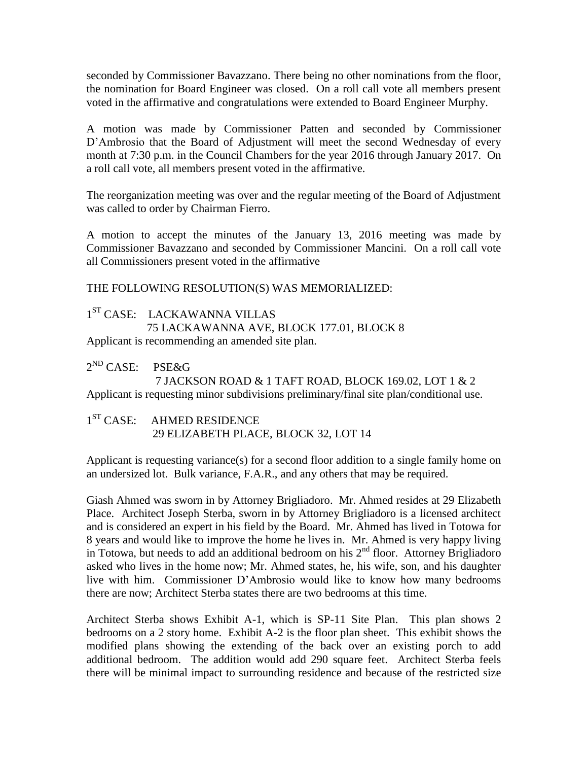seconded by Commissioner Bavazzano. There being no other nominations from the floor, the nomination for Board Engineer was closed. On a roll call vote all members present voted in the affirmative and congratulations were extended to Board Engineer Murphy.

A motion was made by Commissioner Patten and seconded by Commissioner D'Ambrosio that the Board of Adjustment will meet the second Wednesday of every month at 7:30 p.m. in the Council Chambers for the year 2016 through January 2017. On a roll call vote, all members present voted in the affirmative.

The reorganization meeting was over and the regular meeting of the Board of Adjustment was called to order by Chairman Fierro.

A motion to accept the minutes of the January 13, 2016 meeting was made by Commissioner Bavazzano and seconded by Commissioner Mancini. On a roll call vote all Commissioners present voted in the affirmative

THE FOLLOWING RESOLUTION(S) WAS MEMORIALIZED:

1ST CASE: LACKAWANNA VILLAS
75 LACKAWANNA AVE, BLOCK 177.01, BLOCK 8
Applicant is recommending an amended site plan.

2ND CASE: PSE&G
7 JACKSON ROAD & 1 TAFT ROAD, BLOCK 169.02, LOT 1 & 2
Applicant is requesting minor subdivisions preliminary/final site plan/conditional use.

1ST CASE: AHMED RESIDENCE
29 ELIZABETH PLACE, BLOCK 32, LOT 14

Applicant is requesting variance(s) for a second floor addition to a single family home on an undersized lot. Bulk variance, F.A.R., and any others that may be required.

Giash Ahmed was sworn in by Attorney Brigliadoro. Mr. Ahmed resides at 29 Elizabeth Place. Architect Joseph Sterba, sworn in by Attorney Brigliadoro is a licensed architect and is considered an expert in his field by the Board. Mr. Ahmed has lived in Totowa for 8 years and would like to improve the home he lives in. Mr. Ahmed is very happy living in Totowa, but needs to add an additional bedroom on his 2nd floor. Attorney Brigliadoro asked who lives in the home now; Mr. Ahmed states, he, his wife, son, and his daughter live with him. Commissioner D'Ambrosio would like to know how many bedrooms there are now; Architect Sterba states there are two bedrooms at this time.

Architect Sterba shows Exhibit A-1, which is SP-11 Site Plan. This plan shows 2 bedrooms on a 2 story home. Exhibit A-2 is the floor plan sheet. This exhibit shows the modified plans showing the extending of the back over an existing porch to add additional bedroom. The addition would add 290 square feet. Architect Sterba feels there will be minimal impact to surrounding residence and because of the restricted size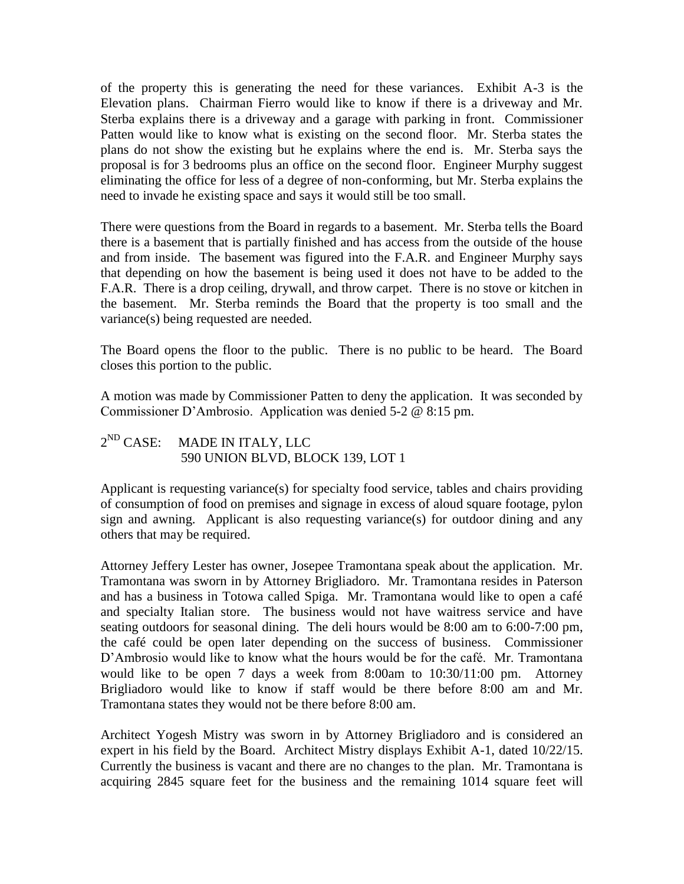of the property this is generating the need for these variances. Exhibit A-3 is the Elevation plans. Chairman Fierro would like to know if there is a driveway and Mr. Sterba explains there is a driveway and a garage with parking in front. Commissioner Patten would like to know what is existing on the second floor. Mr. Sterba states the plans do not show the existing but he explains where the end is. Mr. Sterba says the proposal is for 3 bedrooms plus an office on the second floor. Engineer Murphy suggest eliminating the office for less of a degree of non-conforming, but Mr. Sterba explains the need to invade he existing space and says it would still be too small.

There were questions from the Board in regards to a basement. Mr. Sterba tells the Board there is a basement that is partially finished and has access from the outside of the house and from inside. The basement was figured into the F.A.R. and Engineer Murphy says that depending on how the basement is being used it does not have to be added to the F.A.R. There is a drop ceiling, drywall, and throw carpet. There is no stove or kitchen in the basement. Mr. Sterba reminds the Board that the property is too small and the variance(s) being requested are needed.

The Board opens the floor to the public. There is no public to be heard. The Board closes this portion to the public.

A motion was made by Commissioner Patten to deny the application. It was seconded by Commissioner D'Ambrosio. Application was denied 5-2 @ 8:15 pm.

2ND CASE: MADE IN ITALY, LLC
590 UNION BLVD, BLOCK 139, LOT 1

Applicant is requesting variance(s) for specialty food service, tables and chairs providing of consumption of food on premises and signage in excess of aloud square footage, pylon sign and awning. Applicant is also requesting variance(s) for outdoor dining and any others that may be required.

Attorney Jeffery Lester has owner, Josepee Tramontana speak about the application. Mr. Tramontana was sworn in by Attorney Brigliadoro. Mr. Tramontana resides in Paterson and has a business in Totowa called Spiga. Mr. Tramontana would like to open a café and specialty Italian store. The business would not have waitress service and have seating outdoors for seasonal dining. The deli hours would be 8:00 am to 6:00-7:00 pm, the café could be open later depending on the success of business. Commissioner D'Ambrosio would like to know what the hours would be for the café. Mr. Tramontana would like to be open 7 days a week from 8:00am to 10:30/11:00 pm. Attorney Brigliadoro would like to know if staff would be there before 8:00 am and Mr. Tramontana states they would not be there before 8:00 am.

Architect Yogesh Mistry was sworn in by Attorney Brigliadoro and is considered an expert in his field by the Board. Architect Mistry displays Exhibit A-1, dated 10/22/15. Currently the business is vacant and there are no changes to the plan. Mr. Tramontana is acquiring 2845 square feet for the business and the remaining 1014 square feet will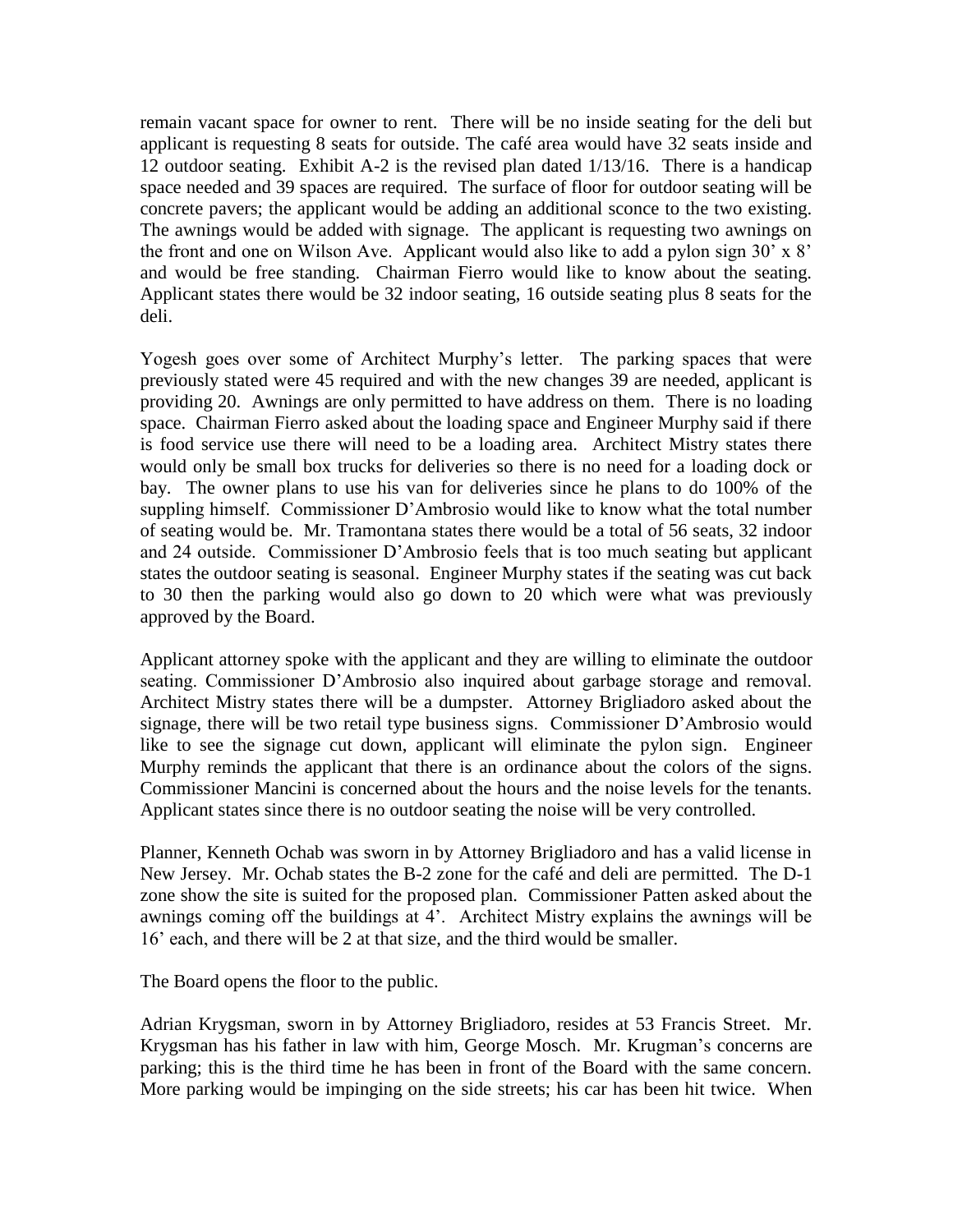remain vacant space for owner to rent. There will be no inside seating for the deli but applicant is requesting 8 seats for outside. The café area would have 32 seats inside and 12 outdoor seating. Exhibit A-2 is the revised plan dated 1/13/16. There is a handicap space needed and 39 spaces are required. The surface of floor for outdoor seating will be concrete pavers; the applicant would be adding an additional sconce to the two existing. The awnings would be added with signage. The applicant is requesting two awnings on the front and one on Wilson Ave. Applicant would also like to add a pylon sign 30' x 8' and would be free standing. Chairman Fierro would like to know about the seating. Applicant states there would be 32 indoor seating, 16 outside seating plus 8 seats for the deli.

Yogesh goes over some of Architect Murphy's letter. The parking spaces that were previously stated were 45 required and with the new changes 39 are needed, applicant is providing 20. Awnings are only permitted to have address on them. There is no loading space. Chairman Fierro asked about the loading space and Engineer Murphy said if there is food service use there will need to be a loading area. Architect Mistry states there would only be small box trucks for deliveries so there is no need for a loading dock or bay. The owner plans to use his van for deliveries since he plans to do 100% of the suppling himself. Commissioner D'Ambrosio would like to know what the total number of seating would be. Mr. Tramontana states there would be a total of 56 seats, 32 indoor and 24 outside. Commissioner D'Ambrosio feels that is too much seating but applicant states the outdoor seating is seasonal. Engineer Murphy states if the seating was cut back to 30 then the parking would also go down to 20 which were what was previously approved by the Board.

Applicant attorney spoke with the applicant and they are willing to eliminate the outdoor seating. Commissioner D'Ambrosio also inquired about garbage storage and removal. Architect Mistry states there will be a dumpster. Attorney Brigliadoro asked about the signage, there will be two retail type business signs. Commissioner D'Ambrosio would like to see the signage cut down, applicant will eliminate the pylon sign. Engineer Murphy reminds the applicant that there is an ordinance about the colors of the signs. Commissioner Mancini is concerned about the hours and the noise levels for the tenants. Applicant states since there is no outdoor seating the noise will be very controlled.

Planner, Kenneth Ochab was sworn in by Attorney Brigliadoro and has a valid license in New Jersey. Mr. Ochab states the B-2 zone for the café and deli are permitted. The D-1 zone show the site is suited for the proposed plan. Commissioner Patten asked about the awnings coming off the buildings at 4'. Architect Mistry explains the awnings will be 16' each, and there will be 2 at that size, and the third would be smaller.

The Board opens the floor to the public.

Adrian Krygsman, sworn in by Attorney Brigliadoro, resides at 53 Francis Street. Mr. Krygsman has his father in law with him, George Mosch. Mr. Krugman's concerns are parking; this is the third time he has been in front of the Board with the same concern. More parking would be impinging on the side streets; his car has been hit twice. When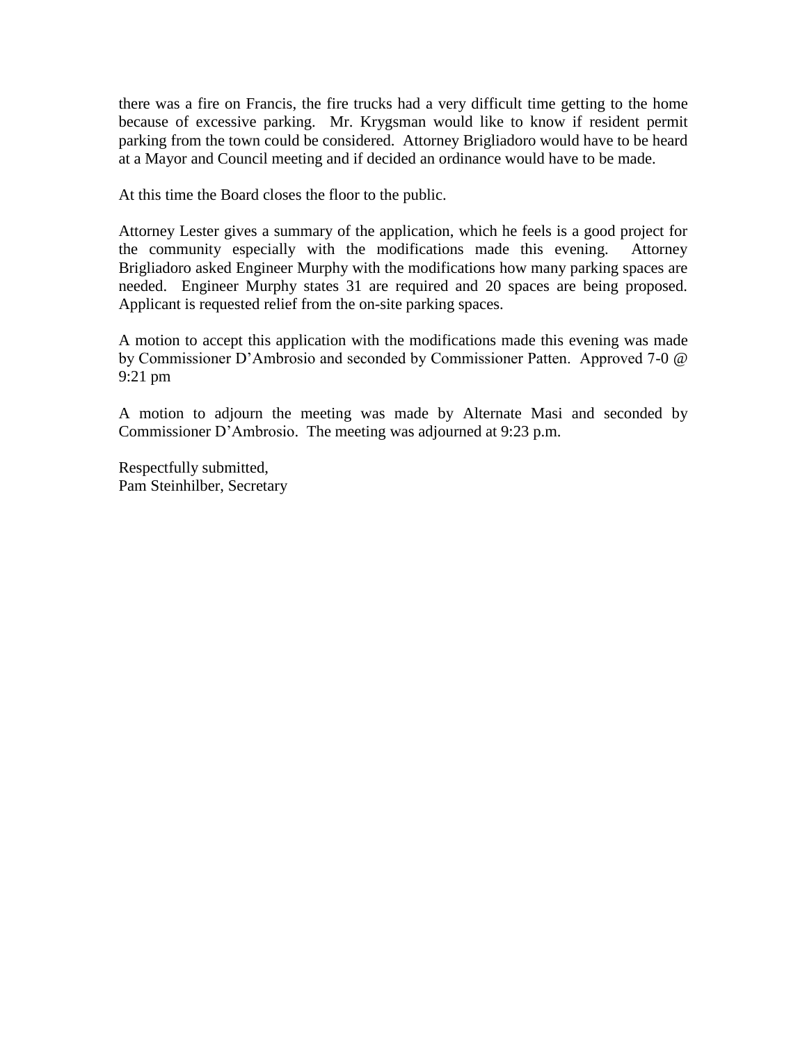there was a fire on Francis, the fire trucks had a very difficult time getting to the home because of excessive parking. Mr. Krygsman would like to know if resident permit parking from the town could be considered. Attorney Brigliadoro would have to be heard at a Mayor and Council meeting and if decided an ordinance would have to be made.

At this time the Board closes the floor to the public.

Attorney Lester gives a summary of the application, which he feels is a good project for the community especially with the modifications made this evening. Attorney Brigliadoro asked Engineer Murphy with the modifications how many parking spaces are needed. Engineer Murphy states 31 are required and 20 spaces are being proposed. Applicant is requested relief from the on-site parking spaces.

A motion to accept this application with the modifications made this evening was made by Commissioner D'Ambrosio and seconded by Commissioner Patten. Approved 7-0 @ 9:21 pm

A motion to adjourn the meeting was made by Alternate Masi and seconded by Commissioner D'Ambrosio. The meeting was adjourned at 9:23 p.m.

Respectfully submitted,
Pam Steinhilber, Secretary